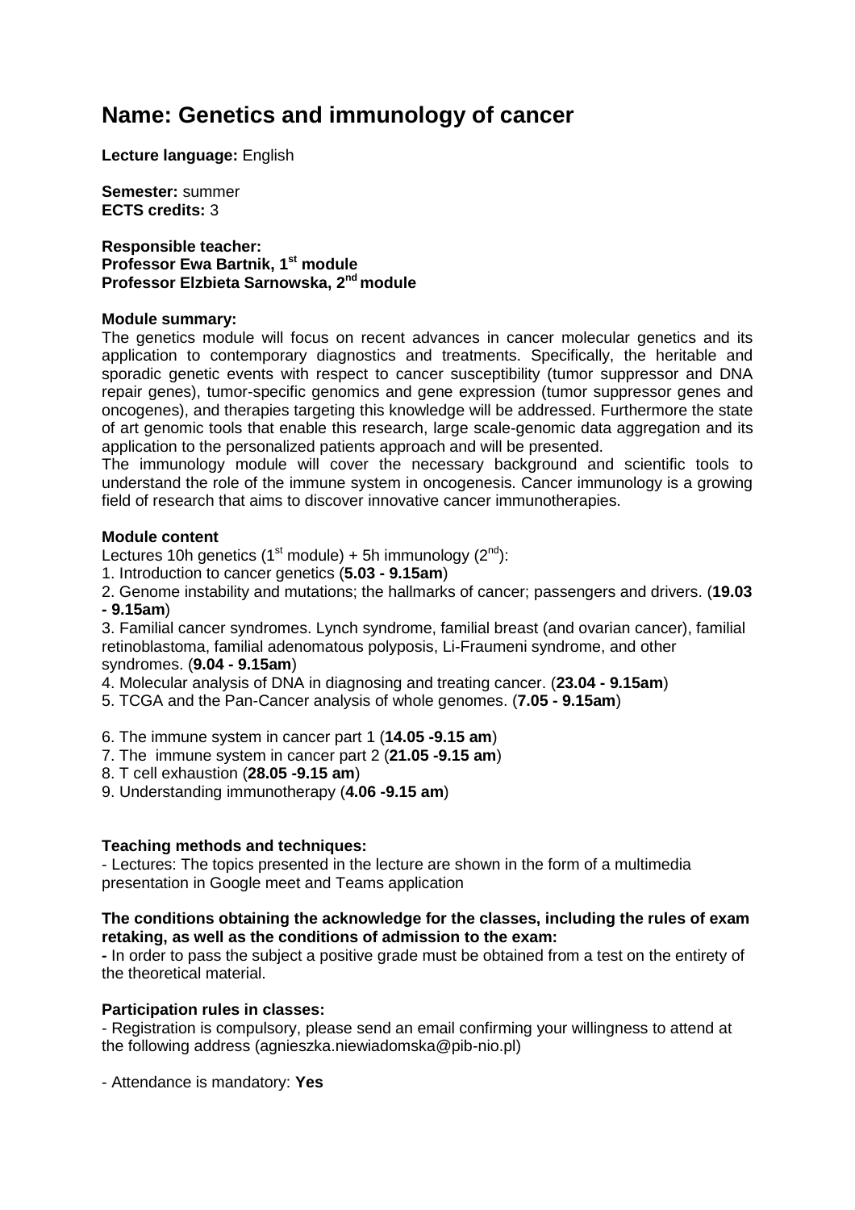# Name: Genetics and immunology of cancer

**Lecture language:** English

**Semester:** summer
**ECTS credits:** 3

**Responsible teacher:**
**Professor Ewa Bartnik, 1st module**
**Professor Elzbieta Sarnowska, 2nd module**

**Module summary:**
The genetics module will focus on recent advances in cancer molecular genetics and its application to contemporary diagnostics and treatments. Specifically, the heritable and sporadic genetic events with respect to cancer susceptibility (tumor suppressor and DNA repair genes), tumor-specific genomics and gene expression (tumor suppressor genes and oncogenes), and therapies targeting this knowledge will be addressed. Furthermore the state of art genomic tools that enable this research, large scale-genomic data aggregation and its application to the personalized patients approach and will be presented.
The immunology module will cover the necessary background and scientific tools to understand the role of the immune system in oncogenesis. Cancer immunology is a growing field of research that aims to discover innovative cancer immunotherapies.

**Module content**
Lectures 10h genetics (1st module) + 5h immunology (2nd):
1. Introduction to cancer genetics (**5.03 - 9.15am**)
2. Genome instability and mutations; the hallmarks of cancer; passengers and drivers. (**19.03 - 9.15am**)
3. Familial cancer syndromes. Lynch syndrome, familial breast (and ovarian cancer), familial retinoblastoma, familial adenomatous polyposis, Li-Fraumeni syndrome, and other syndromes. (**9.04 - 9.15am**)
4. Molecular analysis of DNA in diagnosing and treating cancer. (**23.04 - 9.15am**)
5. TCGA and the Pan-Cancer analysis of whole genomes. (**7.05 - 9.15am**)

6. The immune system in cancer part 1 (**14.05 -9.15 am**)
7. The immune system in cancer part 2 (**21.05 -9.15 am**)
8. T cell exhaustion (**28.05 -9.15 am**)
9. Understanding immunotherapy (**4.06 -9.15 am**)

**Teaching methods and techniques:**
- Lectures: The topics presented in the lecture are shown in the form of a multimedia presentation in Google meet and Teams application

**The conditions obtaining the acknowledge for the classes, including the rules of exam retaking, as well as the conditions of admission to the exam:**
**-** In order to pass the subject a positive grade must be obtained from a test on the entirety of the theoretical material.

**Participation rules in classes:**
- Registration is compulsory, please send an email confirming your willingness to attend at the following address (agnieszka.niewiadomska@pib-nio.pl)

- Attendance is mandatory: **Yes**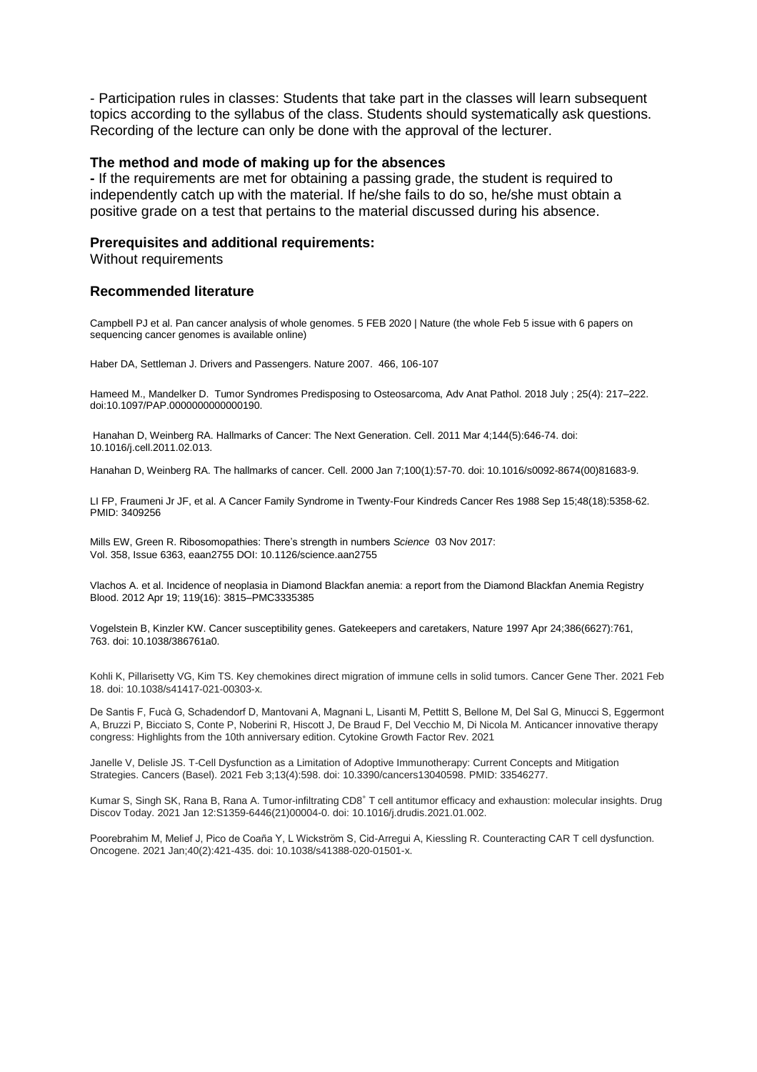- Participation rules in classes: Students that take part in the classes will learn subsequent topics according to the syllabus of the class. Students should systematically ask questions. Recording of the lecture can only be done with the approval of the lecturer.

### The method and mode of making up for the absences

**-** If the requirements are met for obtaining a passing grade, the student is required to independently catch up with the material. If he/she fails to do so, he/she must obtain a positive grade on a test that pertains to the material discussed during his absence.

### Prerequisites and additional requirements:

Without requirements

### Recommended literature

Campbell PJ et al. Pan cancer analysis of whole genomes. 5 FEB 2020 | Nature (the whole Feb 5 issue with 6 papers on sequencing cancer genomes is available online)

Haber DA, Settleman J. Drivers and Passengers. Nature 2007. 466, 106-107

Hameed M., Mandelker D. Tumor Syndromes Predisposing to Osteosarcoma, Adv Anat Pathol. 2018 July ; 25(4): 217–222. doi:10.1097/PAP.0000000000000190.

Hanahan D, Weinberg RA. Hallmarks of Cancer: The Next Generation. Cell. 2011 Mar 4;144(5):646-74. doi: 10.1016/j.cell.2011.02.013.

Hanahan D, Weinberg RA. The hallmarks of cancer. Cell. 2000 Jan 7;100(1):57-70. doi: 10.1016/s0092-8674(00)81683-9.

LI FP, Fraumeni Jr JF, et al. A Cancer Family Syndrome in Twenty-Four Kindreds Cancer Res 1988 Sep 15;48(18):5358-62. PMID: 3409256

Mills EW, Green R. Ribosomopathies: There's strength in numbers *Science* 03 Nov 2017: Vol. 358, Issue 6363, eaan2755 DOI: 10.1126/science.aan2755

Vlachos A. et al. Incidence of neoplasia in Diamond Blackfan anemia: a report from the Diamond Blackfan Anemia Registry Blood. 2012 Apr 19; 119(16): 3815–PMC3335385

Vogelstein B, Kinzler KW. Cancer susceptibility genes. Gatekeepers and caretakers, Nature 1997 Apr 24;386(6627):761, 763. doi: 10.1038/386761a0.

Kohli K, Pillarisetty VG, Kim TS. Key chemokines direct migration of immune cells in solid tumors. Cancer Gene Ther. 2021 Feb 18. doi: 10.1038/s41417-021-00303-x.

De Santis F, Fucà G, Schadendorf D, Mantovani A, Magnani L, Lisanti M, Pettitt S, Bellone M, Del Sal G, Minucci S, Eggermont A, Bruzzi P, Bicciato S, Conte P, Noberini R, Hiscott J, De Braud F, Del Vecchio M, Di Nicola M. Anticancer innovative therapy congress: Highlights from the 10th anniversary edition. Cytokine Growth Factor Rev. 2021

Janelle V, Delisle JS. T-Cell Dysfunction as a Limitation of Adoptive Immunotherapy: Current Concepts and Mitigation Strategies. Cancers (Basel). 2021 Feb 3;13(4):598. doi: 10.3390/cancers13040598. PMID: 33546277.

Kumar S, Singh SK, Rana B, Rana A. Tumor-infiltrating CD8[+] T cell antitumor efficacy and exhaustion: molecular insights. Drug Discov Today. 2021 Jan 12:S1359-6446(21)00004-0. doi: 10.1016/j.drudis.2021.01.002.

Poorebrahim M, Melief J, Pico de Coaña Y, L Wickström S, Cid-Arregui A, Kiessling R. Counteracting CAR T cell dysfunction. Oncogene. 2021 Jan;40(2):421-435. doi: 10.1038/s41388-020-01501-x.